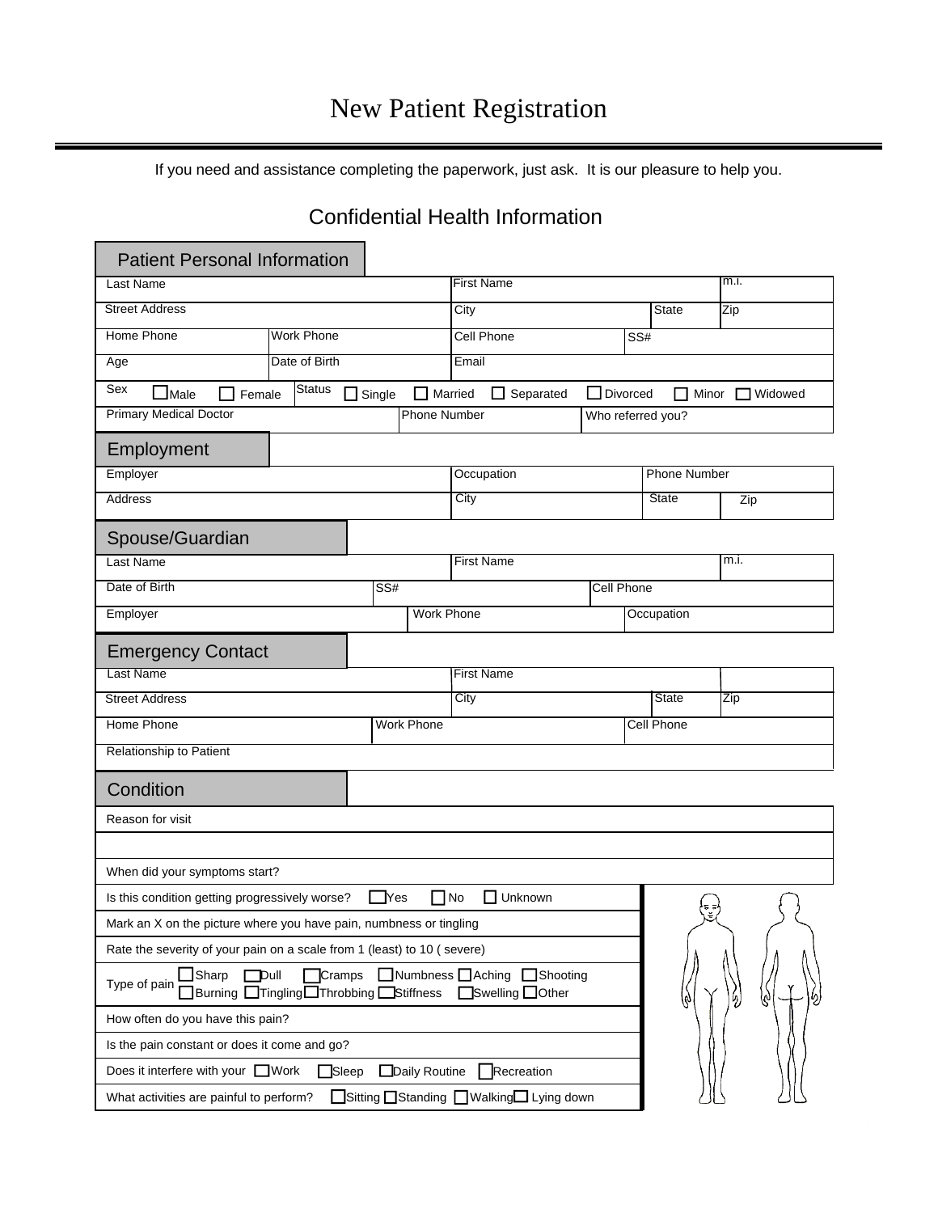# New Patient Registration

If you need and assistance completing the paperwork, just ask. It is our pleasure to help you.

## Confidential Health Information

### Patient Personal Information

| | | | | |
|---|---|---|---|---|
| Last Name | | First Name | | m.i. |
| Street Address | | City | State | Zip |
| Home Phone | Work Phone | Cell Phone | SS# | |
| Age | Date of Birth | Email | | |

Sex ☐ Male ☐ Female  Status ☐ Single ☐ Married ☐ Separated ☐ Divorced ☐ Minor ☐ Widowed

| | | |
|---|---|---|
| Primary Medical Doctor | Phone Number | Who referred you? |

### Employment

| | | | | |
|---|---|---|---|---|
| Employer | Occupation | Phone Number | | |
| Address | City | State | Zip | |

### Spouse/Guardian

| | | | |
|---|---|---|---|
| Last Name | First Name | | m.i. |
| Date of Birth | SS# | Cell Phone | |
| Employer | Work Phone | Occupation | |

### Emergency Contact

| | | | |
|---|---|---|---|
| Last Name | First Name | | |
| Street Address | City | State | Zip |
| Home Phone | Work Phone | Cell Phone | |
| Relationship to Patient | | | |

### Condition

Reason for visit

When did your symptoms start?

Is this condition getting progressively worse? ☐ Yes ☐ No ☐ Unknown

Mark an X on the picture where you have pain, numbness or tingling

Rate the severity of your pain on a scale from 1 (least) to 10 ( severe)

Type of pain ☐ Sharp ☐ Dull ☐ Cramps ☐ Numbness ☐ Aching ☐ Shooting ☐ Burning ☐ Tingling ☐ Throbbing ☐ Stiffness ☐ Swelling ☐ Other

How often do you have this pain?

Is the pain constant or does it come and go?

Does it interfere with your ☐ Work ☐ Sleep ☐ Daily Routine ☐ Recreation

What activities are painful to perform? ☐ Sitting ☐ Standing ☐ Walking ☐ Lying down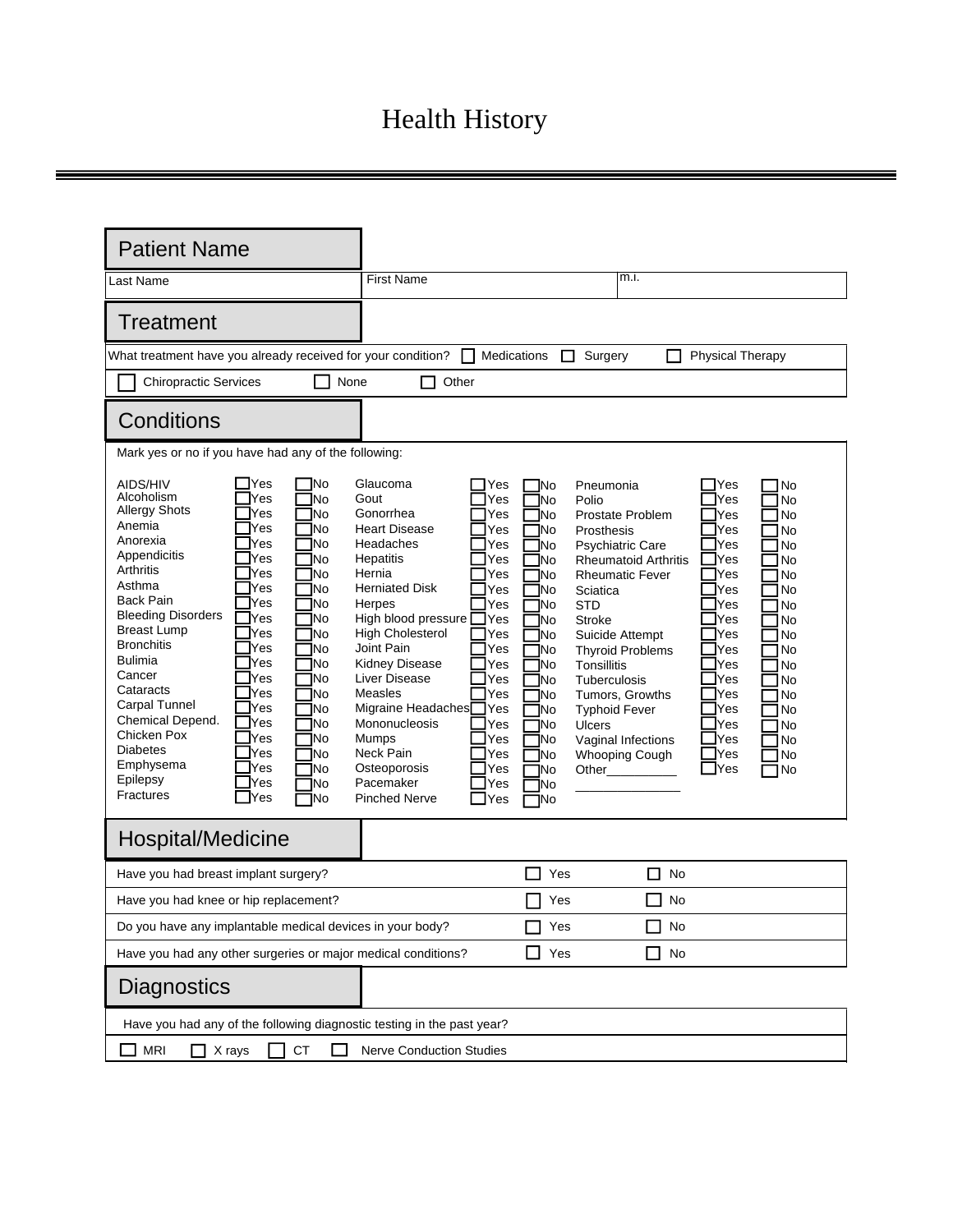# Health History

## Patient Name

| Last Name | First Name | m.i. |
|---|---|---|
| | | |

## Treatment

What treatment have you already received for your condition? ☐ Medications ☐ Surgery ☐ Physical Therapy

☐ Chiropractic Services ☐ None ☐ Other

## Conditions

Mark yes or no if you have had any of the following:

| | | | | | | | | |
|---|---|---|---|---|---|---|---|---|
| AIDS/HIV | ☐Yes | ☐No | Glaucoma | ☐Yes | ☐No | Pneumonia | ☐Yes | ☐No |
| Alcoholism | ☐Yes | ☐No | Gout | ☐Yes | ☐No | Polio | ☐Yes | ☐No |
| Allergy Shots | ☐Yes | ☐No | Gonorrhea | ☐Yes | ☐No | Prostate Problem | ☐Yes | ☐No |
| Anemia | ☐Yes | ☐No | Heart Disease | ☐Yes | ☐No | Prosthesis | ☐Yes | ☐No |
| Anorexia | ☐Yes | ☐No | Headaches | ☐Yes | ☐No | Psychiatric Care | ☐Yes | ☐No |
| Appendicitis | ☐Yes | ☐No | Hepatitis | ☐Yes | ☐No | Rheumatoid Arthritis | ☐Yes | ☐No |
| Arthritis | ☐Yes | ☐No | Hernia | ☐Yes | ☐No | Rheumatic Fever | ☐Yes | ☐No |
| Asthma | ☐Yes | ☐No | Herniated Disk | ☐Yes | ☐No | Sciatica | ☐Yes | ☐No |
| Back Pain | ☐Yes | ☐No | Herpes | ☐Yes | ☐No | STD | ☐Yes | ☐No |
| Bleeding Disorders | ☐Yes | ☐No | High blood pressure | ☐Yes | ☐No | Stroke | ☐Yes | ☐No |
| Breast Lump | ☐Yes | ☐No | High Cholesterol | ☐Yes | ☐No | Suicide Attempt | ☐Yes | ☐No |
| Bronchitis | ☐Yes | ☐No | Joint Pain | ☐Yes | ☐No | Thyroid Problems | ☐Yes | ☐No |
| Bulimia | ☐Yes | ☐No | Kidney Disease | ☐Yes | ☐No | Tonsillitis | ☐Yes | ☐No |
| Cancer | ☐Yes | ☐No | Liver Disease | ☐Yes | ☐No | Tuberculosis | ☐Yes | ☐No |
| Cataracts | ☐Yes | ☐No | Measles | ☐Yes | ☐No | Tumors, Growths | ☐Yes | ☐No |
| Carpal Tunnel | ☐Yes | ☐No | Migraine Headaches | ☐Yes | ☐No | Typhoid Fever | ☐Yes | ☐No |
| Chemical Depend. | ☐Yes | ☐No | Mononucleosis | ☐Yes | ☐No | Ulcers | ☐Yes | ☐No |
| Chicken Pox | ☐Yes | ☐No | Mumps | ☐Yes | ☐No | Vaginal Infections | ☐Yes | ☐No |
| Diabetes | ☐Yes | ☐No | Neck Pain | ☐Yes | ☐No | Whooping Cough | ☐Yes | ☐No |
| Emphysema | ☐Yes | ☐No | Osteoporosis | ☐Yes | ☐No | Other__________ | ☐Yes | ☐No |
| Epilepsy | ☐Yes | ☐No | Pacemaker | ☐Yes | ☐No | _______________ | | |
| Fractures | ☐Yes | ☐No | Pinched Nerve | ☐Yes | ☐No | | | |

## Hospital/Medicine

| | | |
|---|---|---|
| Have you had breast implant surgery? | ☐ Yes | ☐ No |
| Have you had knee or hip replacement? | ☐ Yes | ☐ No |
| Do you have any implantable medical devices in your body? | ☐ Yes | ☐ No |
| Have you had any other surgeries or major medical conditions? | ☐ Yes | ☐ No |

## Diagnostics

Have you had any of the following diagnostic testing in the past year?

☐ MRI ☐ X rays ☐ CT ☐ Nerve Conduction Studies